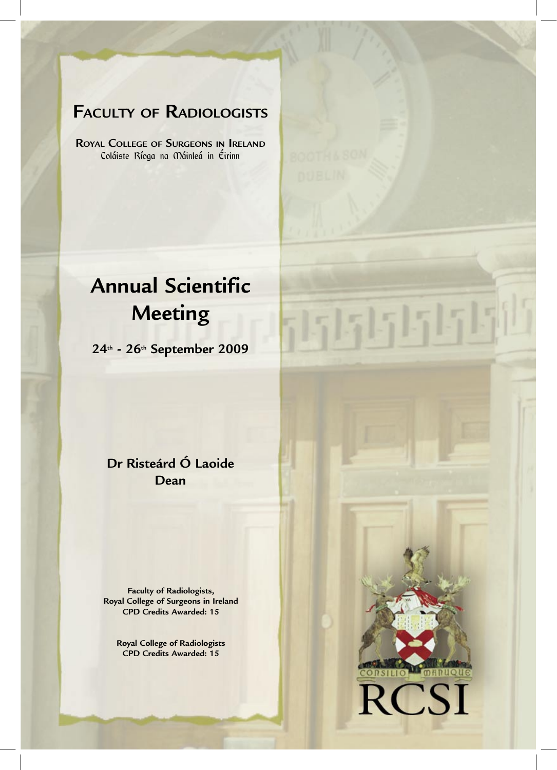# Faculty of Radiologists

**Royal College of Surgeons in Ireland**
Coláiste Ríoga na Máinleá in Éirinn

# Annual Scientific Meeting

**24th - 26th September 2009**

**Dr Risteárd Ó Laoide**
**Dean**

**Faculty of Radiologists,**
**Royal College of Surgeons in Ireland**
**CPD Credits Awarded: 15**

**Royal College of Radiologists**
**CPD Credits Awarded: 15**

CONSILIO MANUQUE
RCSI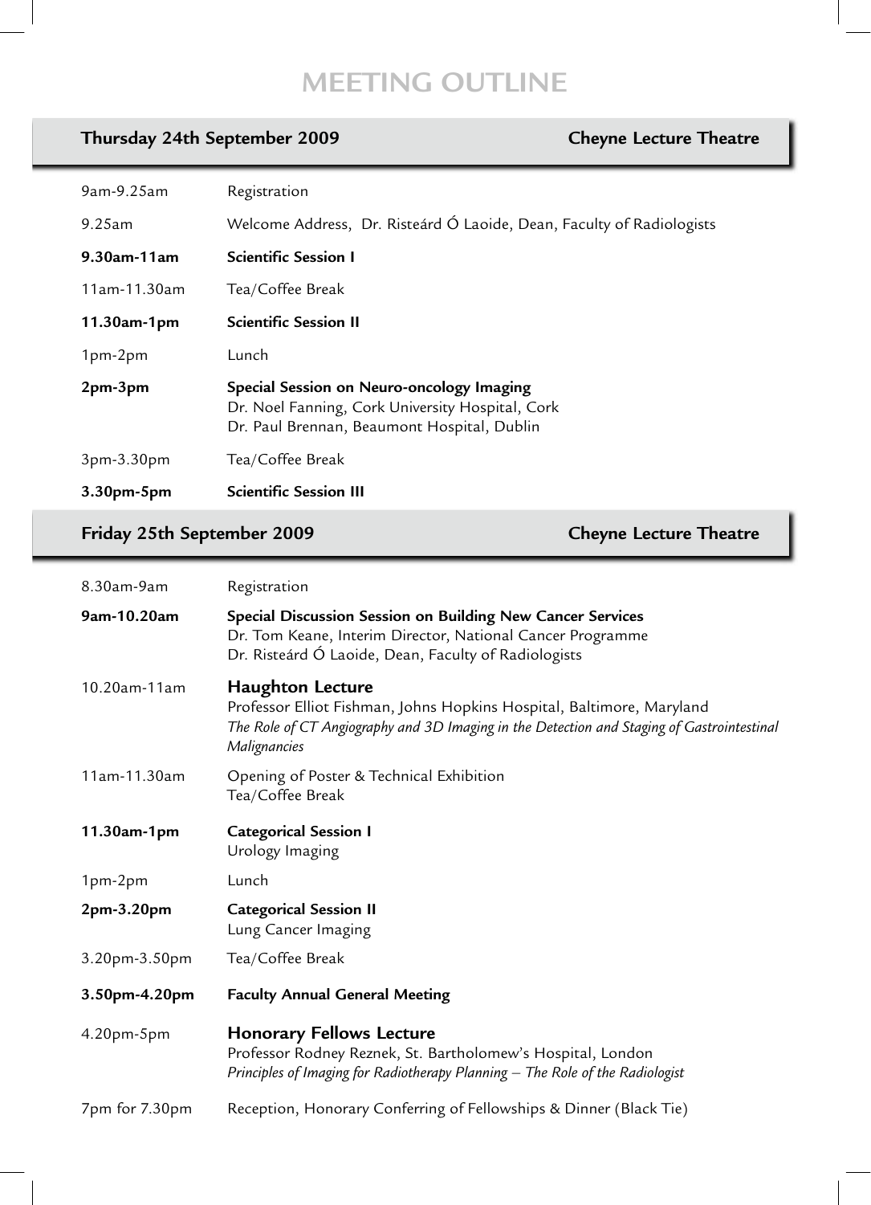# MEETING OUTLINE

## Thursday 24th September 2009 — Cheyne Lecture Theatre

| | |
|---|---|
| 9am-9.25am | Registration |
| 9.25am | Welcome Address, Dr. Risteárd Ó Laoide, Dean, Faculty of Radiologists |
| **9.30am-11am** | **Scientific Session I** |
| 11am-11.30am | Tea/Coffee Break |
| **11.30am-1pm** | **Scientific Session II** |
| 1pm-2pm | Lunch |
| **2pm-3pm** | **Special Session on Neuro-oncology Imaging**<br>Dr. Noel Fanning, Cork University Hospital, Cork<br>Dr. Paul Brennan, Beaumont Hospital, Dublin |
| 3pm-3.30pm | Tea/Coffee Break |
| **3.30pm-5pm** | **Scientific Session III** |

## Friday 25th September 2009 — Cheyne Lecture Theatre

| | |
|---|---|
| 8.30am-9am | Registration |
| **9am-10.20am** | **Special Discussion Session on Building New Cancer Services**<br>Dr. Tom Keane, Interim Director, National Cancer Programme<br>Dr. Risteárd Ó Laoide, Dean, Faculty of Radiologists |
| 10.20am-11am | **Haughton Lecture**<br>Professor Elliot Fishman, Johns Hopkins Hospital, Baltimore, Maryland<br>*The Role of CT Angiography and 3D Imaging in the Detection and Staging of Gastrointestinal Malignancies* |
| 11am-11.30am | Opening of Poster & Technical Exhibition<br>Tea/Coffee Break |
| **11.30am-1pm** | **Categorical Session I**<br>Urology Imaging |
| 1pm-2pm | Lunch |
| **2pm-3.20pm** | **Categorical Session II**<br>Lung Cancer Imaging |
| 3.20pm-3.50pm | Tea/Coffee Break |
| **3.50pm-4.20pm** | **Faculty Annual General Meeting** |
| 4.20pm-5pm | **Honorary Fellows Lecture**<br>Professor Rodney Reznek, St. Bartholomew's Hospital, London<br>*Principles of Imaging for Radiotherapy Planning – The Role of the Radiologist* |
| 7pm for 7.30pm | Reception, Honorary Conferring of Fellowships & Dinner (Black Tie) |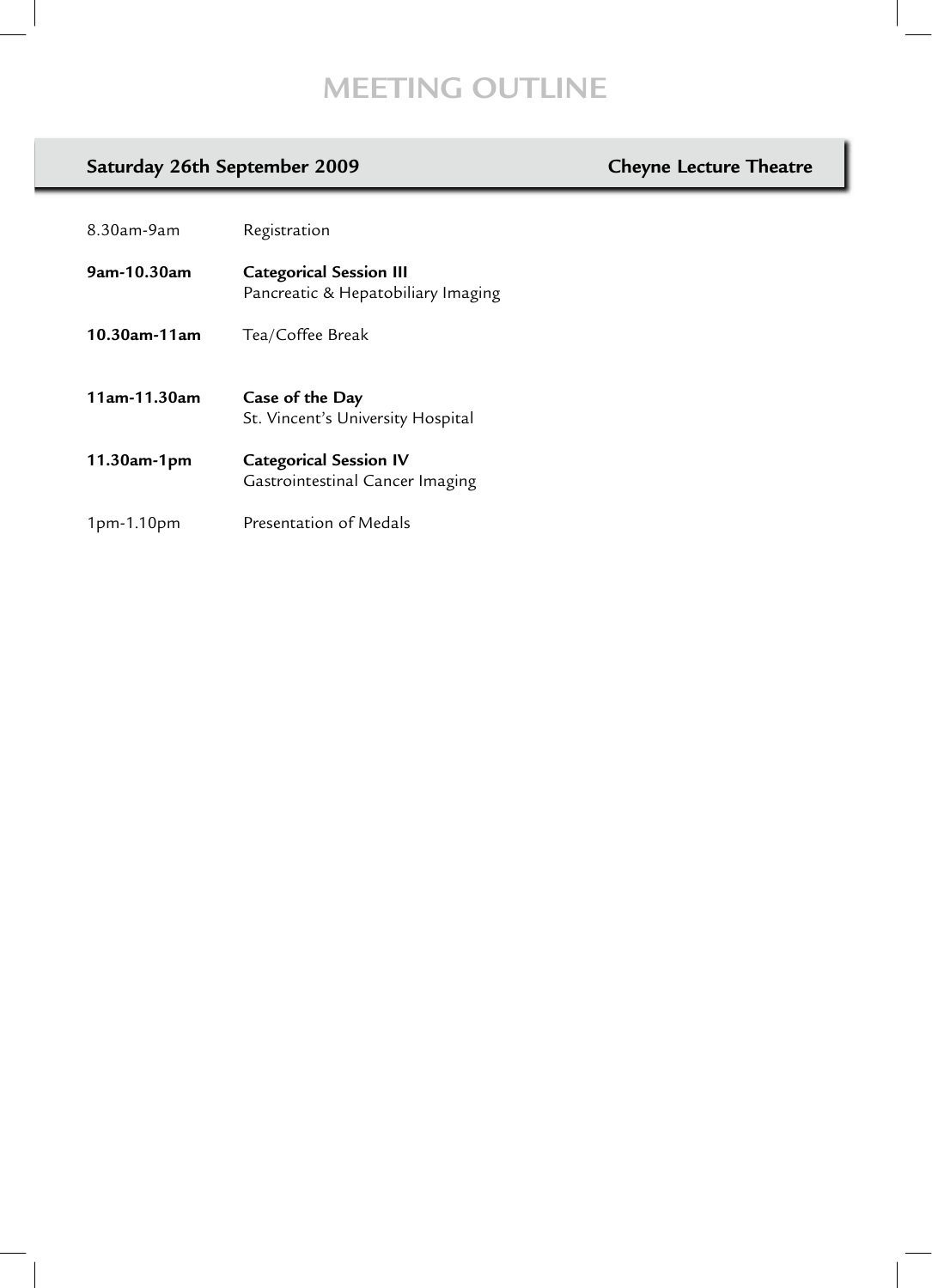# MEETING OUTLINE

| **Saturday 26th September 2009** | **Cheyne Lecture Theatre** |
|---|---|
| 8.30am-9am | Registration |
| **9am-10.30am** | **Categorical Session III**<br>Pancreatic & Hepatobiliary Imaging |
| **10.30am-11am** | Tea/Coffee Break |
| **11am-11.30am** | **Case of the Day**<br>St. Vincent's University Hospital |
| **11.30am-1pm** | **Categorical Session IV**<br>Gastrointestinal Cancer Imaging |
| 1pm-1.10pm | Presentation of Medals |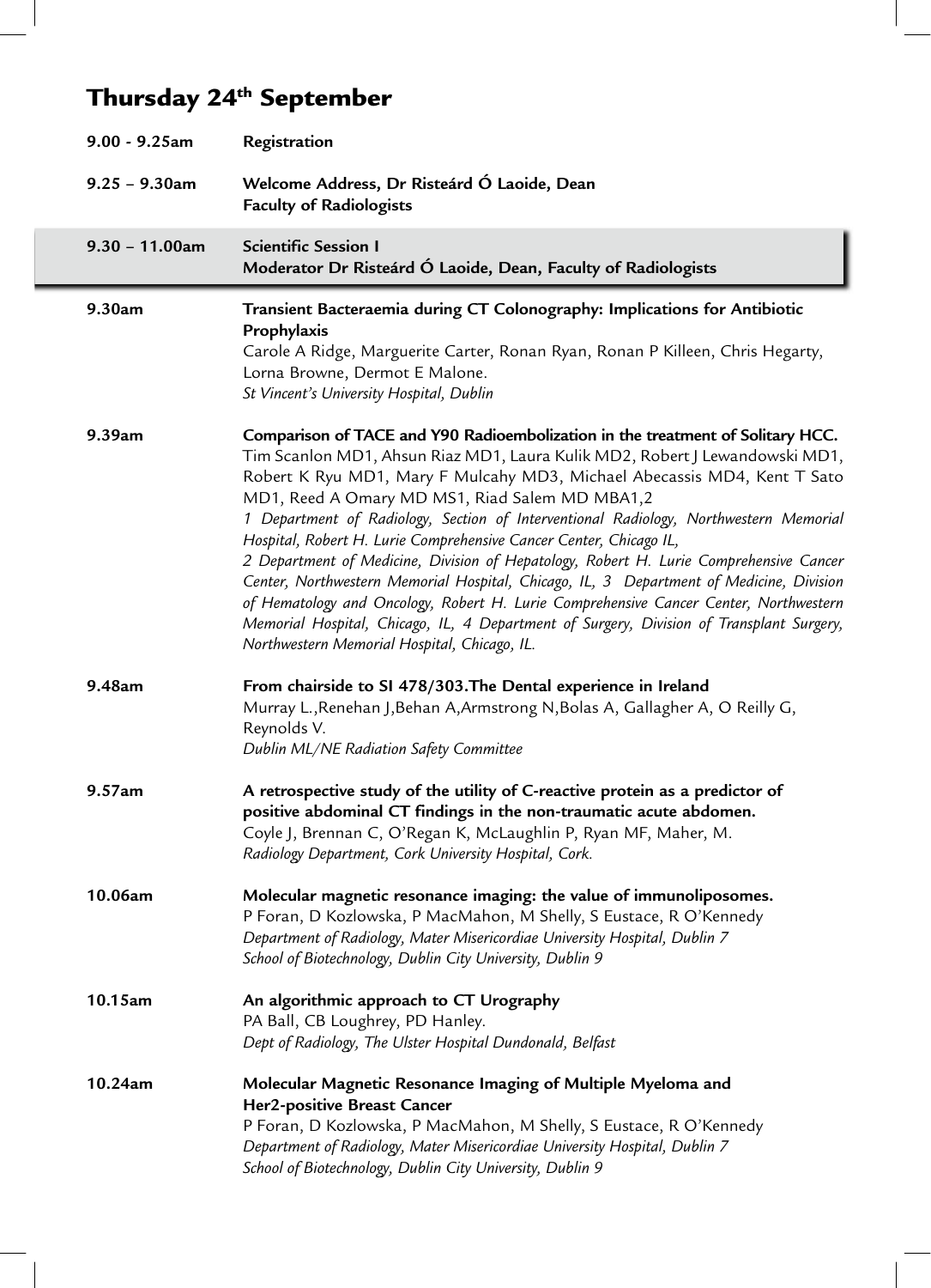# Thursday 24th September

**9.00 - 9.25am** **Registration**

**9.25 – 9.30am** **Welcome Address, Dr Risteárd Ó Laoide, Dean Faculty of Radiologists**

## 9.30 – 11.00am Scientific Session I
**Moderator Dr Risteárd Ó Laoide, Dean, Faculty of Radiologists**

**9.30am** **Transient Bacteraemia during CT Colonography: Implications for Antibiotic Prophylaxis**
Carole A Ridge, Marguerite Carter, Ronan Ryan, Ronan P Killeen, Chris Hegarty, Lorna Browne, Dermot E Malone.
*St Vincent's University Hospital, Dublin*

**9.39am** **Comparison of TACE and Y90 Radioembolization in the treatment of Solitary HCC.**
Tim Scanlon MD1, Ahsun Riaz MD1, Laura Kulik MD2, Robert J Lewandowski MD1, Robert K Ryu MD1, Mary F Mulcahy MD3, Michael Abecassis MD4, Kent T Sato MD1, Reed A Omary MD MS1, Riad Salem MD MBA1,2
*1 Department of Radiology, Section of Interventional Radiology, Northwestern Memorial Hospital, Robert H. Lurie Comprehensive Cancer Center, Chicago IL,*
*2 Department of Medicine, Division of Hepatology, Robert H. Lurie Comprehensive Cancer Center, Northwestern Memorial Hospital, Chicago, IL, 3 Department of Medicine, Division of Hematology and Oncology, Robert H. Lurie Comprehensive Cancer Center, Northwestern Memorial Hospital, Chicago, IL, 4 Department of Surgery, Division of Transplant Surgery, Northwestern Memorial Hospital, Chicago, IL.*

**9.48am** **From chairside to SI 478/303.The Dental experience in Ireland**
Murray L.,Renehan J,Behan A,Armstrong N,Bolas A, Gallagher A, O Reilly G, Reynolds V.
*Dublin ML/NE Radiation Safety Committee*

**9.57am** **A retrospective study of the utility of C-reactive protein as a predictor of positive abdominal CT findings in the non-traumatic acute abdomen.**
Coyle J, Brennan C, O'Regan K, McLaughlin P, Ryan MF, Maher, M.
*Radiology Department, Cork University Hospital, Cork.*

**10.06am** **Molecular magnetic resonance imaging: the value of immunoliposomes.**
P Foran, D Kozlowska, P MacMahon, M Shelly, S Eustace, R O'Kennedy
*Department of Radiology, Mater Misericordiae University Hospital, Dublin 7*
*School of Biotechnology, Dublin City University, Dublin 9*

**10.15am** **An algorithmic approach to CT Urography**
PA Ball, CB Loughrey, PD Hanley.
*Dept of Radiology, The Ulster Hospital Dundonald, Belfast*

**10.24am** **Molecular Magnetic Resonance Imaging of Multiple Myeloma and Her2-positive Breast Cancer**
P Foran, D Kozlowska, P MacMahon, M Shelly, S Eustace, R O'Kennedy
*Department of Radiology, Mater Misericordiae University Hospital, Dublin 7*
*School of Biotechnology, Dublin City University, Dublin 9*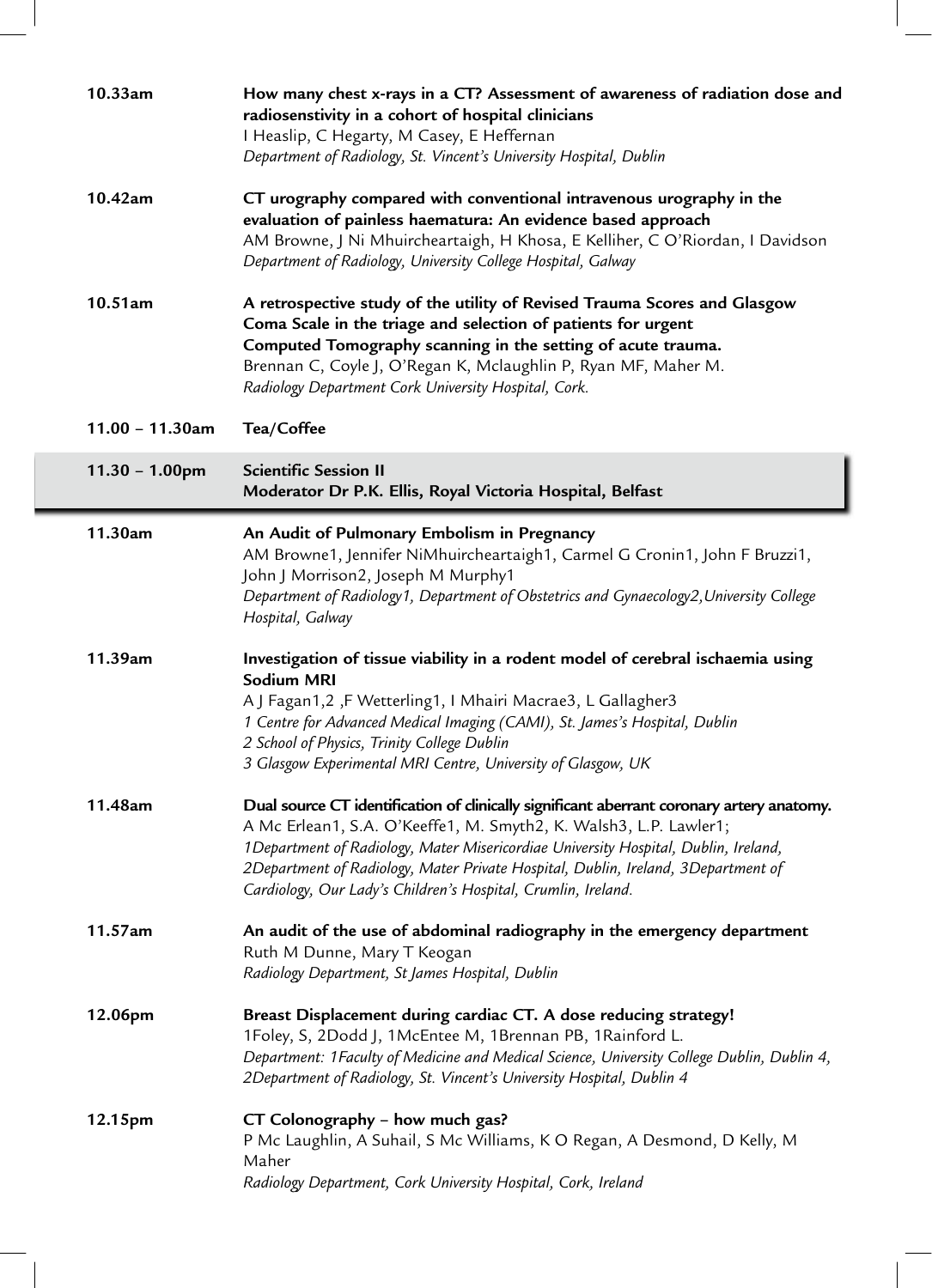**10.33am** **How many chest x-rays in a CT? Assessment of awareness of radiation dose and radiosenstivity in a cohort of hospital clinicians**
I Heaslip, C Hegarty, M Casey, E Heffernan
*Department of Radiology, St. Vincent's University Hospital, Dublin*

**10.42am** **CT urography compared with conventional intravenous urography in the evaluation of painless haematura: An evidence based approach**
AM Browne, J Ni Mhuircheartaigh, H Khosa, E Kelliher, C O'Riordan, I Davidson
*Department of Radiology, University College Hospital, Galway*

**10.51am** **A retrospective study of the utility of Revised Trauma Scores and Glasgow Coma Scale in the triage and selection of patients for urgent Computed Tomography scanning in the setting of acute trauma.**
Brennan C, Coyle J, O'Regan K, Mclaughlin P, Ryan MF, Maher M.
*Radiology Department Cork University Hospital, Cork.*

**11.00 – 11.30am** **Tea/Coffee**

## 11.30 – 1.00pm Scientific Session II

**Moderator Dr P.K. Ellis, Royal Victoria Hospital, Belfast**

**11.30am** **An Audit of Pulmonary Embolism in Pregnancy**
AM Browne[1], Jennifer NiMhuircheartaigh[1], Carmel G Cronin[1], John F Bruzzi[1], John J Morrison[2], Joseph M Murphy[1]
*Department of Radiology[1], Department of Obstetrics and Gynaecology[2], University College Hospital, Galway*

**11.39am** **Investigation of tissue viability in a rodent model of cerebral ischaemia using Sodium MRI**
A J Fagan[1,2], F Wetterling[1], I Mhairi Macrae[3], L Gallagher[3]
*1 Centre for Advanced Medical Imaging (CAMI), St. James's Hospital, Dublin*
*2 School of Physics, Trinity College Dublin*
*3 Glasgow Experimental MRI Centre, University of Glasgow, UK*

**11.48am** **Dual source CT identification of clinically significant aberrant coronary artery anatomy.**
A Mc Erlean[1], S.A. O'Keeffe[1], M. Smyth[2], K. Walsh[3], L.P. Lawler[1];
*1Department of Radiology, Mater Misericordiae University Hospital, Dublin, Ireland, 2Department of Radiology, Mater Private Hospital, Dublin, Ireland, 3Department of Cardiology, Our Lady's Children's Hospital, Crumlin, Ireland.*

**11.57am** **An audit of the use of abdominal radiography in the emergency department**
Ruth M Dunne, Mary T Keogan
*Radiology Department, St James Hospital, Dublin*

**12.06pm** **Breast Displacement during cardiac CT. A dose reducing strategy!**
[1]Foley, S, [2]Dodd J, [1]McEntee M, [1]Brennan PB, [1]Rainford L.
*Department: 1Faculty of Medicine and Medical Science, University College Dublin, Dublin 4, 2Department of Radiology, St. Vincent's University Hospital, Dublin 4*

**12.15pm** **CT Colonography – how much gas?**
P Mc Laughlin, A Suhail, S Mc Williams, K O Regan, A Desmond, D Kelly, M Maher
*Radiology Department, Cork University Hospital, Cork, Ireland*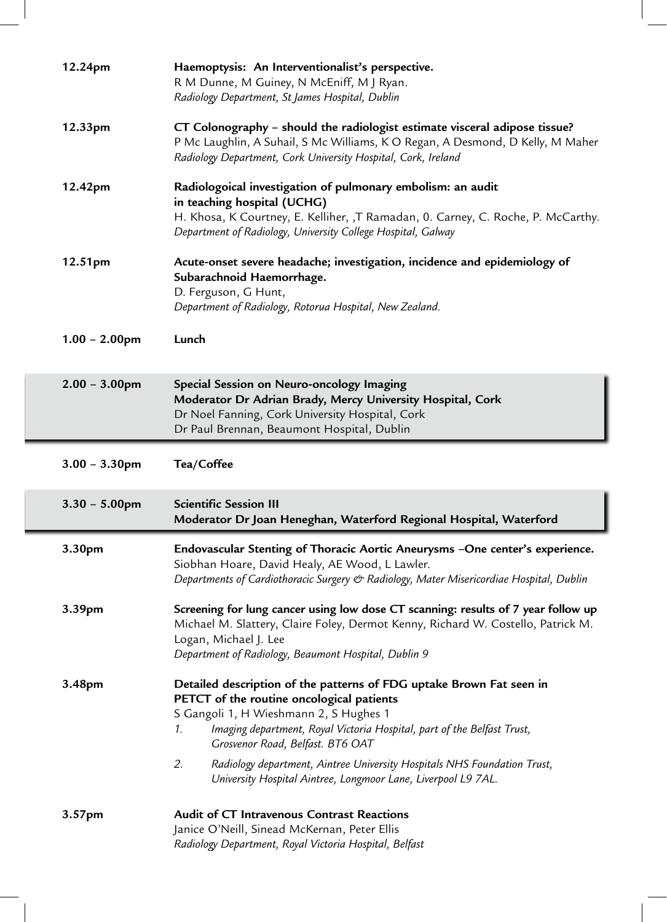**12.24pm** **Haemoptysis: An Interventionalist's perspective.**
R M Dunne, M Guiney, N McEniff, M J Ryan.
*Radiology Department, St James Hospital, Dublin*

**12.33pm** **CT Colonography – should the radiologist estimate visceral adipose tissue?**
P Mc Laughlin, A Suhail, S Mc Williams, K O Regan, A Desmond, D Kelly, M Maher
*Radiology Department, Cork University Hospital, Cork, Ireland*

**12.42pm** **Radiologoical investigation of pulmonary embolism: an audit in teaching hospital (UCHG)**
H. Khosa, K Courtney, E. Kelliher, ,T Ramadan, 0. Carney, C. Roche, P. McCarthy.
*Department of Radiology, University College Hospital, Galway*

**12.51pm** **Acute-onset severe headache; investigation, incidence and epidemiology of Subarachnoid Haemorrhage.**
D. Ferguson, G Hunt,
*Department of Radiology, Rotorua Hospital, New Zealand.*

**1.00 – 2.00pm** **Lunch**

**2.00 – 3.00pm** **Special Session on Neuro-oncology Imaging**
**Moderator Dr Adrian Brady, Mercy University Hospital, Cork**
Dr Noel Fanning, Cork University Hospital, Cork
Dr Paul Brennan, Beaumont Hospital, Dublin

**3.00 – 3.30pm** **Tea/Coffee**

**3.30 – 5.00pm** **Scientific Session III**
**Moderator Dr Joan Heneghan, Waterford Regional Hospital, Waterford**

**3.30pm** **Endovascular Stenting of Thoracic Aortic Aneurysms –One center's experience.**
Siobhan Hoare, David Healy, AE Wood, L Lawler.
*Departments of Cardiothoracic Surgery & Radiology, Mater Misericordiae Hospital, Dublin*

**3.39pm** **Screening for lung cancer using low dose CT scanning: results of 7 year follow up**
Michael M. Slattery, Claire Foley, Dermot Kenny, Richard W. Costello, Patrick M. Logan, Michael J. Lee
*Department of Radiology, Beaumont Hospital, Dublin 9*

**3.48pm** **Detailed description of the patterns of FDG uptake Brown Fat seen in PETCT of the routine oncological patients**
S Gangoli 1, H Wieshmann 2, S Hughes 1

1. *Imaging department, Royal Victoria Hospital, part of the Belfast Trust, Grosvenor Road, Belfast. BT6 OAT*
2. *Radiology department, Aintree University Hospitals NHS Foundation Trust, University Hospital Aintree, Longmoor Lane, Liverpool L9 7AL.*

**3.57pm** **Audit of CT Intravenous Contrast Reactions**
Janice O'Neill, Sinead McKernan, Peter Ellis
*Radiology Department, Royal Victoria Hospital, Belfast*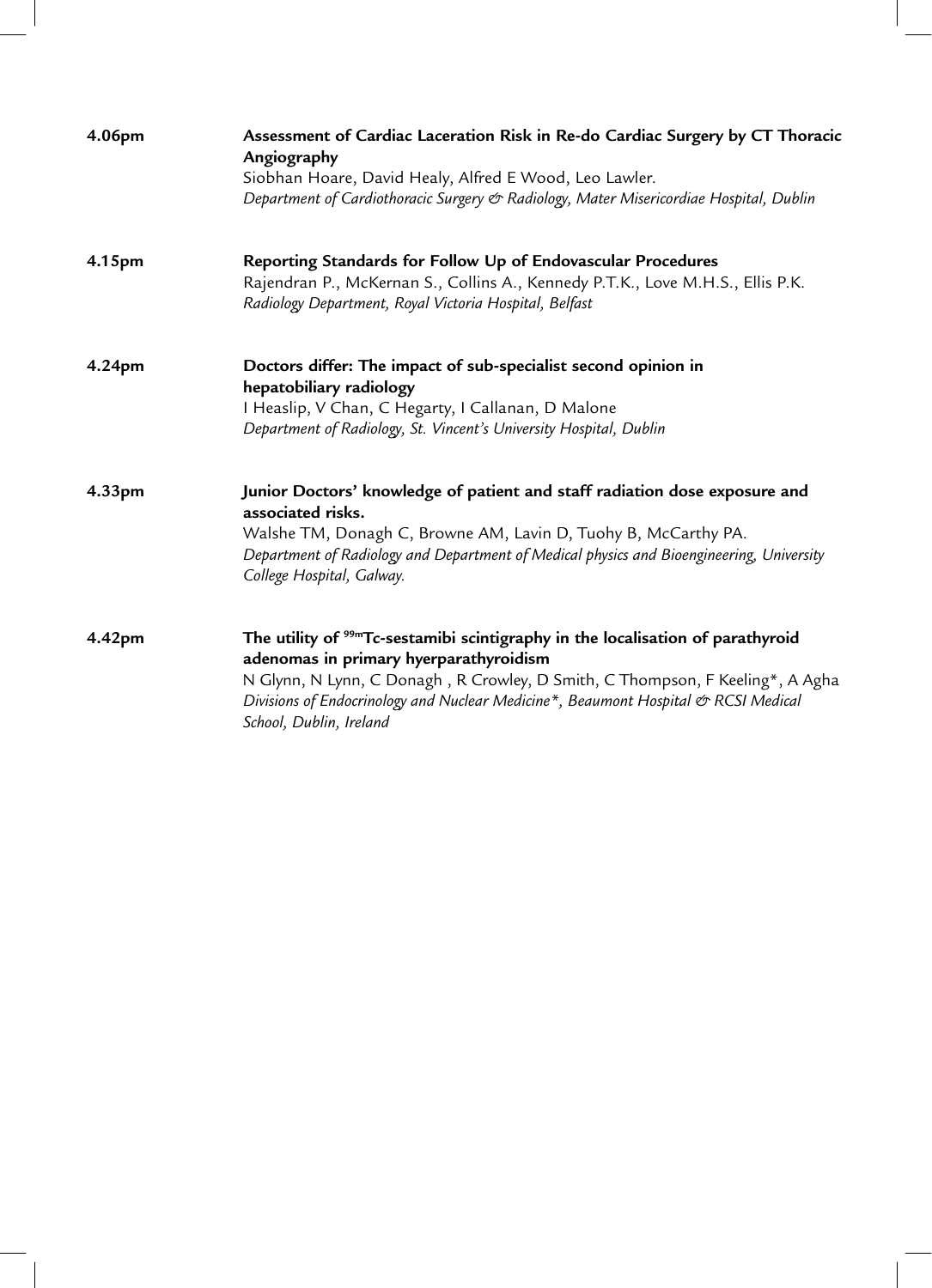**4.06pm** **Assessment of Cardiac Laceration Risk in Re-do Cardiac Surgery by CT Thoracic Angiography**
Siobhan Hoare, David Healy, Alfred E Wood, Leo Lawler.
*Department of Cardiothoracic Surgery & Radiology, Mater Misericordiae Hospital, Dublin*

**4.15pm** **Reporting Standards for Follow Up of Endovascular Procedures**
Rajendran P., McKernan S., Collins A., Kennedy P.T.K., Love M.H.S., Ellis P.K.
*Radiology Department, Royal Victoria Hospital, Belfast*

**4.24pm** **Doctors differ: The impact of sub-specialist second opinion in hepatobiliary radiology**
I Heaslip, V Chan, C Hegarty, I Callanan, D Malone
*Department of Radiology, St. Vincent's University Hospital, Dublin*

**4.33pm** **Junior Doctors' knowledge of patient and staff radiation dose exposure and associated risks.**
Walshe TM, Donagh C, Browne AM, Lavin D, Tuohy B, McCarthy PA.
*Department of Radiology and Department of Medical physics and Bioengineering, University College Hospital, Galway.*

**4.42pm** **The utility of $^{99m}$Tc-sestamibi scintigraphy in the localisation of parathyroid adenomas in primary hyerparathyroidism**
N Glynn, N Lynn, C Donagh , R Crowley, D Smith, C Thompson, F Keeling*, A Agha
*Divisions of Endocrinology and Nuclear Medicine*, Beaumont Hospital & RCSI Medical School, Dublin, Ireland*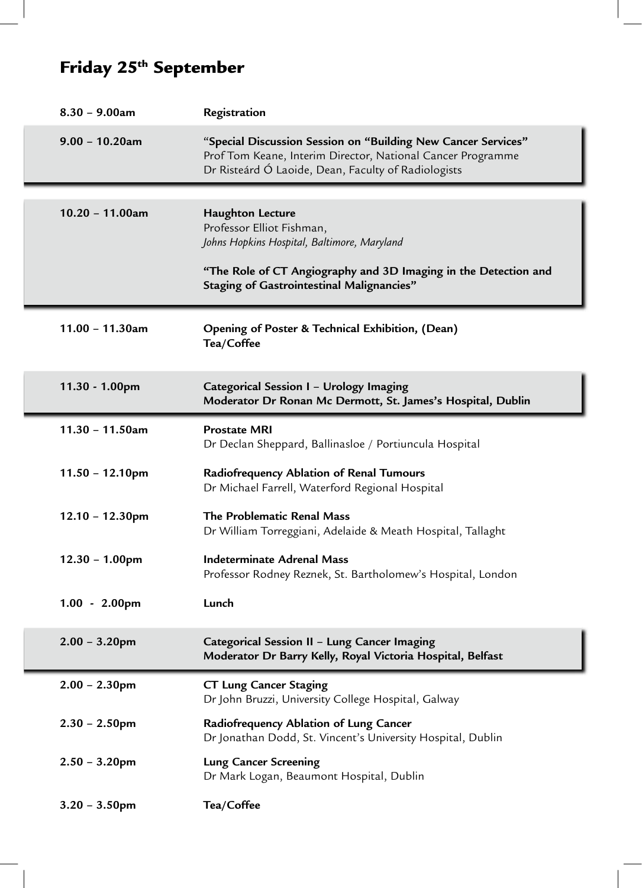# Friday 25th September

| | |
|---|---|
| **8.30 – 9.00am** | **Registration** |
| **9.00 – 10.20am** | **"Special Discussion Session on "Building New Cancer Services"**<br>Prof Tom Keane, Interim Director, National Cancer Programme<br>Dr Risteárd Ó Laoide, Dean, Faculty of Radiologists |
| **10.20 – 11.00am** | **Haughton Lecture**<br>Professor Elliot Fishman,<br>*Johns Hopkins Hospital, Baltimore, Maryland*<br><br>**"The Role of CT Angiography and 3D Imaging in the Detection and Staging of Gastrointestinal Malignancies"** |
| **11.00 – 11.30am** | **Opening of Poster & Technical Exhibition, (Dean)**<br>**Tea/Coffee** |
| **11.30 - 1.00pm** | **Categorical Session I – Urology Imaging**<br>**Moderator Dr Ronan Mc Dermott, St. James's Hospital, Dublin** |
| **11.30 – 11.50am** | **Prostate MRI**<br>Dr Declan Sheppard, Ballinasloe / Portiuncula Hospital |
| **11.50 – 12.10pm** | **Radiofrequency Ablation of Renal Tumours**<br>Dr Michael Farrell, Waterford Regional Hospital |
| **12.10 – 12.30pm** | **The Problematic Renal Mass**<br>Dr William Torreggiani, Adelaide & Meath Hospital, Tallaght |
| **12.30 – 1.00pm** | **Indeterminate Adrenal Mass**<br>Professor Rodney Reznek, St. Bartholomew's Hospital, London |
| **1.00 - 2.00pm** | **Lunch** |
| **2.00 – 3.20pm** | **Categorical Session II – Lung Cancer Imaging**<br>**Moderator Dr Barry Kelly, Royal Victoria Hospital, Belfast** |
| **2.00 – 2.30pm** | **CT Lung Cancer Staging**<br>Dr John Bruzzi, University College Hospital, Galway |
| **2.30 – 2.50pm** | **Radiofrequency Ablation of Lung Cancer**<br>Dr Jonathan Dodd, St. Vincent's University Hospital, Dublin |
| **2.50 – 3.20pm** | **Lung Cancer Screening**<br>Dr Mark Logan, Beaumont Hospital, Dublin |
| **3.20 – 3.50pm** | **Tea/Coffee** |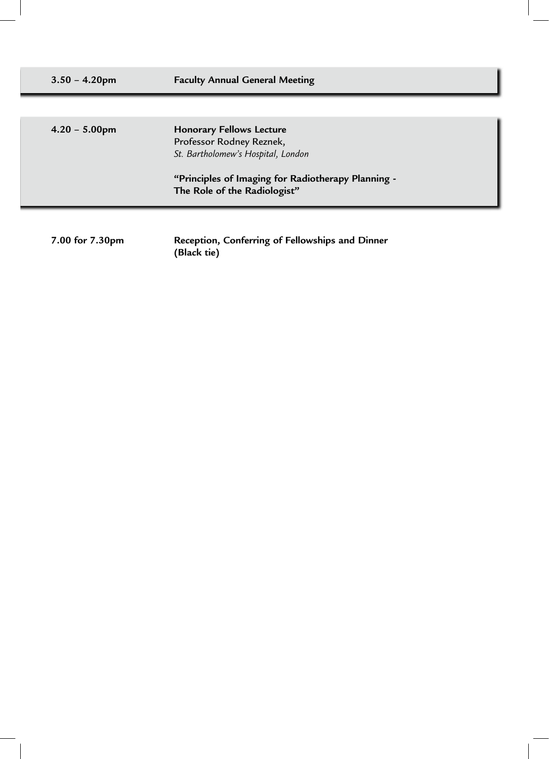| | |
|---|---|
| **3.50 – 4.20pm** | **Faculty Annual General Meeting** |
| **4.20 – 5.00pm** | **Honorary Fellows Lecture**<br>Professor Rodney Reznek,<br>*St. Bartholomew's Hospital, London*<br><br>**"Principles of Imaging for Radiotherapy Planning - The Role of the Radiologist"** |
| **7.00 for 7.30pm** | **Reception, Conferring of Fellowships and Dinner (Black tie)** |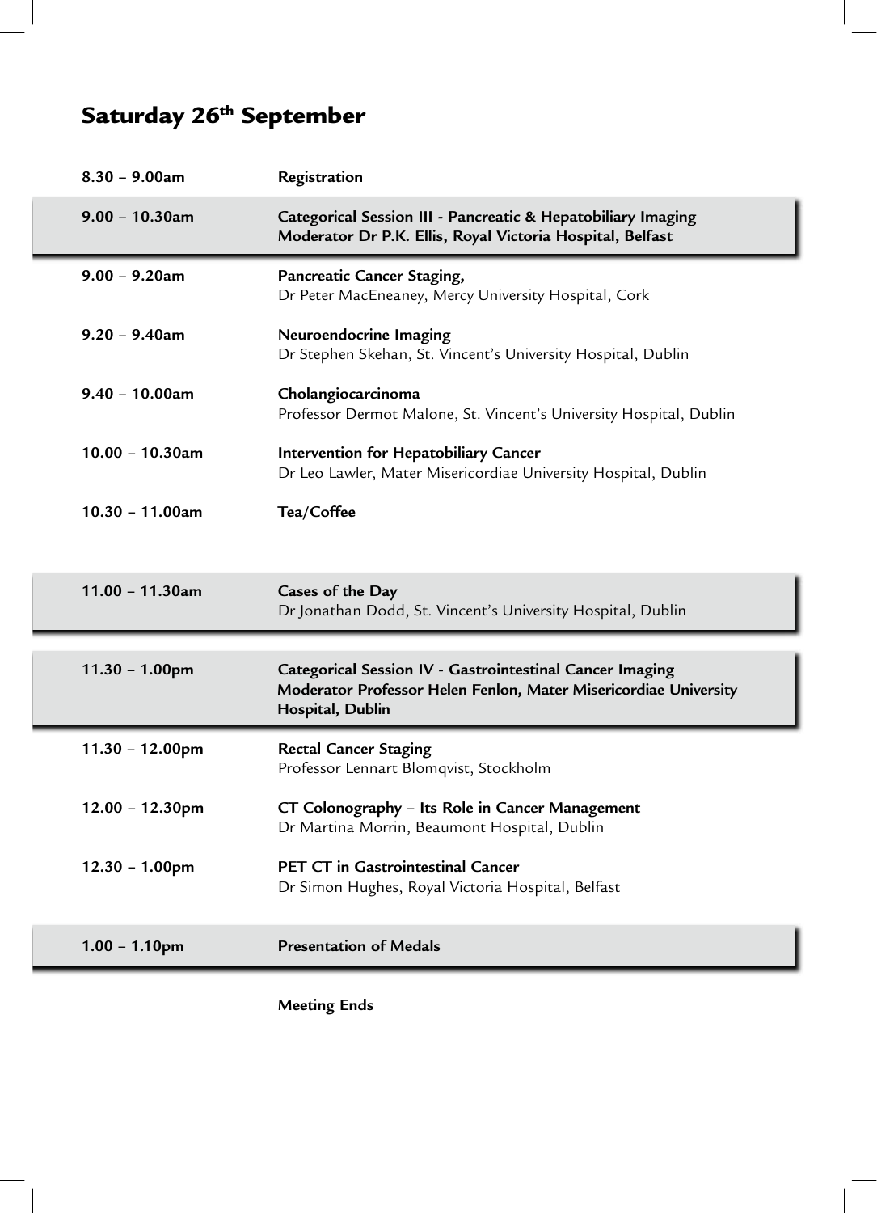## Saturday 26th September

| | |
|---|---|
| **8.30 – 9.00am** | **Registration** |
| **9.00 – 10.30am** | **Categorical Session III - Pancreatic & Hepatobiliary Imaging**<br>**Moderator Dr P.K. Ellis, Royal Victoria Hospital, Belfast** |
| **9.00 – 9.20am** | **Pancreatic Cancer Staging,**<br>Dr Peter MacEneaney, Mercy University Hospital, Cork |
| **9.20 – 9.40am** | **Neuroendocrine Imaging**<br>Dr Stephen Skehan, St. Vincent's University Hospital, Dublin |
| **9.40 – 10.00am** | **Cholangiocarcinoma**<br>Professor Dermot Malone, St. Vincent's University Hospital, Dublin |
| **10.00 – 10.30am** | **Intervention for Hepatobiliary Cancer**<br>Dr Leo Lawler, Mater Misericordiae University Hospital, Dublin |
| **10.30 – 11.00am** | **Tea/Coffee** |
| **11.00 – 11.30am** | **Cases of the Day**<br>Dr Jonathan Dodd, St. Vincent's University Hospital, Dublin |
| **11.30 – 1.00pm** | **Categorical Session IV - Gastrointestinal Cancer Imaging**<br>**Moderator Professor Helen Fenlon, Mater Misericordiae University Hospital, Dublin** |
| **11.30 – 12.00pm** | **Rectal Cancer Staging**<br>Professor Lennart Blomqvist, Stockholm |
| **12.00 – 12.30pm** | **CT Colonography – Its Role in Cancer Management**<br>Dr Martina Morrin, Beaumont Hospital, Dublin |
| **12.30 – 1.00pm** | **PET CT in Gastrointestinal Cancer**<br>Dr Simon Hughes, Royal Victoria Hospital, Belfast |
| **1.00 – 1.10pm** | **Presentation of Medals** |
| | **Meeting Ends** |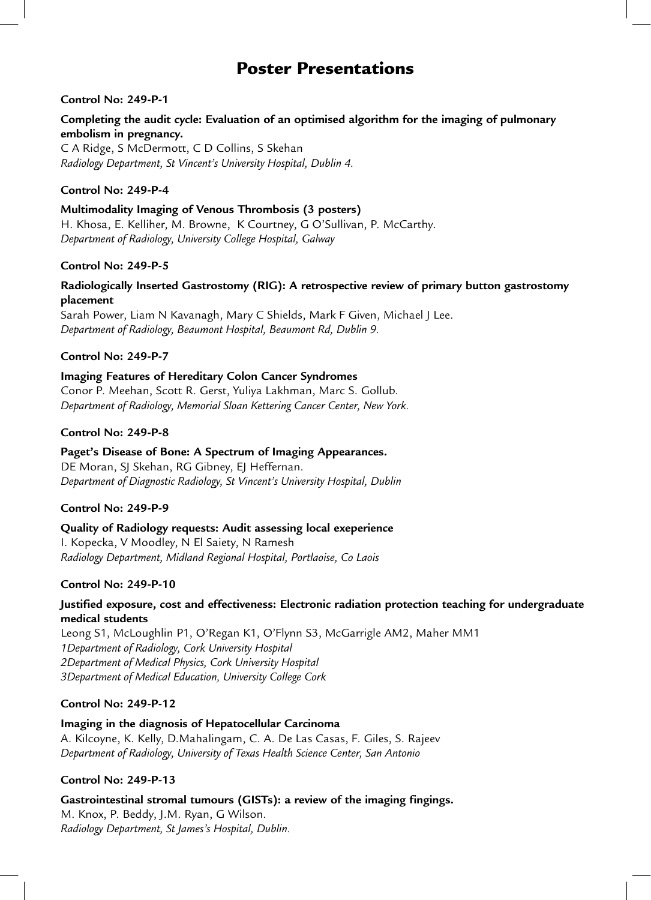# Poster Presentations

**Control No: 249-P-1**

**Completing the audit cycle: Evaluation of an optimised algorithm for the imaging of pulmonary embolism in pregnancy.**
C A Ridge, S McDermott, C D Collins, S Skehan
*Radiology Department, St Vincent's University Hospital, Dublin 4.*

**Control No: 249-P-4**

**Multimodality Imaging of Venous Thrombosis (3 posters)**
H. Khosa, E. Kelliher, M. Browne, K Courtney, G O'Sullivan, P. McCarthy.
*Department of Radiology, University College Hospital, Galway*

**Control No: 249-P-5**

**Radiologically Inserted Gastrostomy (RIG): A retrospective review of primary button gastrostomy placement**
Sarah Power, Liam N Kavanagh, Mary C Shields, Mark F Given, Michael J Lee.
*Department of Radiology, Beaumont Hospital, Beaumont Rd, Dublin 9.*

**Control No: 249-P-7**

**Imaging Features of Hereditary Colon Cancer Syndromes**
Conor P. Meehan, Scott R. Gerst, Yuliya Lakhman, Marc S. Gollub.
*Department of Radiology, Memorial Sloan Kettering Cancer Center, New York.*

**Control No: 249-P-8**

**Paget's Disease of Bone: A Spectrum of Imaging Appearances.**
DE Moran, SJ Skehan, RG Gibney, EJ Heffernan.
*Department of Diagnostic Radiology, St Vincent's University Hospital, Dublin*

**Control No: 249-P-9**

**Quality of Radiology requests: Audit assessing local exeperience**
I. Kopecka, V Moodley, N El Saiety, N Ramesh
*Radiology Department, Midland Regional Hospital, Portlaoise, Co Laois*

**Control No: 249-P-10**

**Justified exposure, cost and effectiveness: Electronic radiation protection teaching for undergraduate medical students**
Leong S1, McLoughlin P1, O'Regan K1, O'Flynn S3, McGarrigle AM2, Maher MM1
*1Department of Radiology, Cork University Hospital*
*2Department of Medical Physics, Cork University Hospital*
*3Department of Medical Education, University College Cork*

**Control No: 249-P-12**

**Imaging in the diagnosis of Hepatocellular Carcinoma**
A. Kilcoyne, K. Kelly, D.Mahalingam, C. A. De Las Casas, F. Giles, S. Rajeev
*Department of Radiology, University of Texas Health Science Center, San Antonio*

**Control No: 249-P-13**

**Gastrointestinal stromal tumours (GISTs): a review of the imaging fingings.**
M. Knox, P. Beddy, J.M. Ryan, G Wilson.
*Radiology Department, St James's Hospital, Dublin.*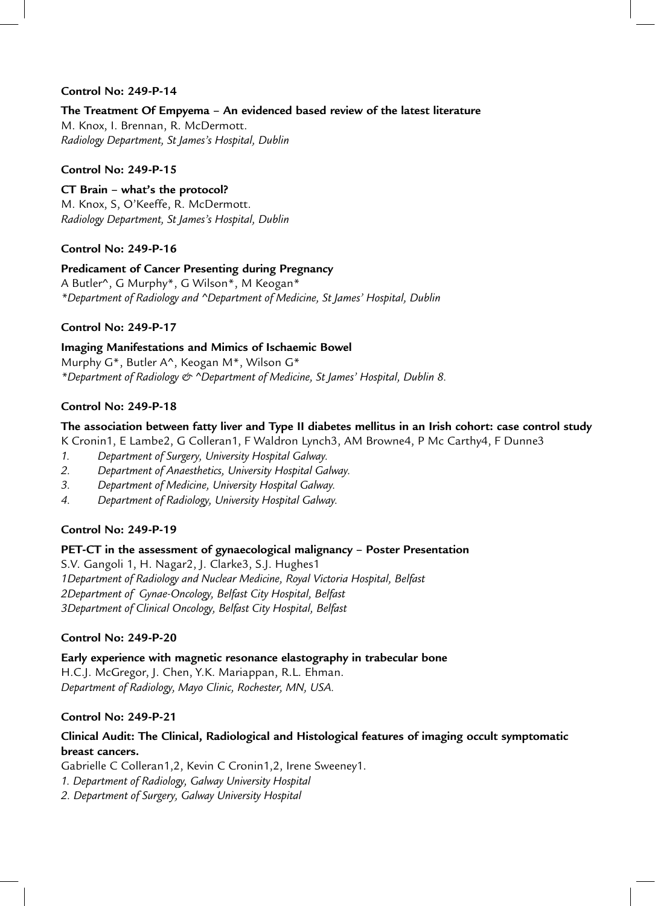**Control No: 249-P-14**

**The Treatment Of Empyema – An evidenced based review of the latest literature**
M. Knox, I. Brennan, R. McDermott.
*Radiology Department, St James's Hospital, Dublin*

**Control No: 249-P-15**

**CT Brain – what's the protocol?**
M. Knox, S, O'Keeffe, R. McDermott.
*Radiology Department, St James's Hospital, Dublin*

**Control No: 249-P-16**

**Predicament of Cancer Presenting during Pregnancy**
A Butler^, G Murphy*, G Wilson*, M Keogan*
*\*Department of Radiology and ^Department of Medicine, St James' Hospital, Dublin*

**Control No: 249-P-17**

**Imaging Manifestations and Mimics of Ischaemic Bowel**
Murphy G*, Butler A^, Keogan M*, Wilson G*
*\*Department of Radiology & ^Department of Medicine, St James' Hospital, Dublin 8.*

**Control No: 249-P-18**

**The association between fatty liver and Type II diabetes mellitus in an Irish cohort: case control study**
K Cronin1, E Lambe2, G Colleran1, F Waldron Lynch3, AM Browne4, P Mc Carthy4, F Dunne3

1. *Department of Surgery, University Hospital Galway.*
2. *Department of Anaesthetics, University Hospital Galway.*
3. *Department of Medicine, University Hospital Galway.*
4. *Department of Radiology, University Hospital Galway.*

**Control No: 249-P-19**

**PET-CT in the assessment of gynaecological malignancy – Poster Presentation**
S.V. Gangoli 1, H. Nagar2, J. Clarke3, S.J. Hughes1
*1Department of Radiology and Nuclear Medicine, Royal Victoria Hospital, Belfast*
*2Department of Gynae-Oncology, Belfast City Hospital, Belfast*
*3Department of Clinical Oncology, Belfast City Hospital, Belfast*

**Control No: 249-P-20**

**Early experience with magnetic resonance elastography in trabecular bone**
H.C.J. McGregor, J. Chen, Y.K. Mariappan, R.L. Ehman.
*Department of Radiology, Mayo Clinic, Rochester, MN, USA.*

**Control No: 249-P-21**

**Clinical Audit: The Clinical, Radiological and Histological features of imaging occult symptomatic breast cancers.**
Gabrielle C Colleran1,2, Kevin C Cronin1,2, Irene Sweeney1.
*1. Department of Radiology, Galway University Hospital*
*2. Department of Surgery, Galway University Hospital*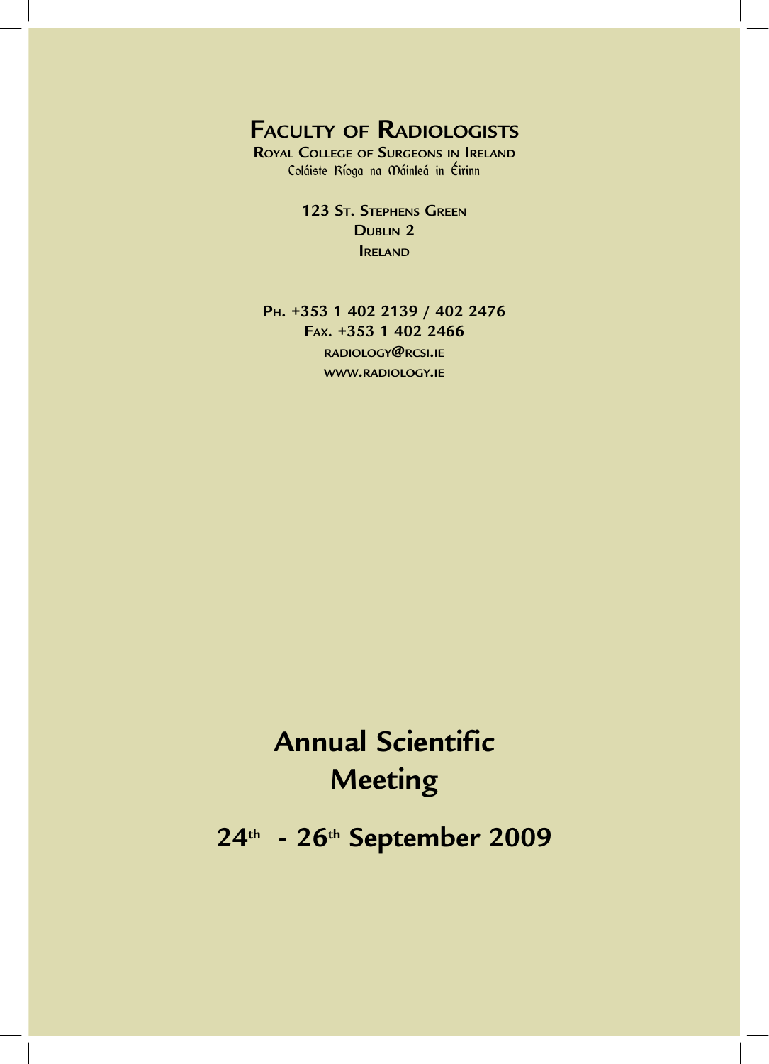# Faculty of Radiologists

**Royal College of Surgeons in Ireland**

Coláiste Ríoga na Máinleá in Éirinn

**123 St. Stephens Green**
**Dublin 2**
**Ireland**

**Ph. +353 1 402 2139 / 402 2476**
**Fax. +353 1 402 2466**
**radiology@rcsi.ie**
**www.radiology.ie**

# Annual Scientific Meeting

## 24th - 26th September 2009